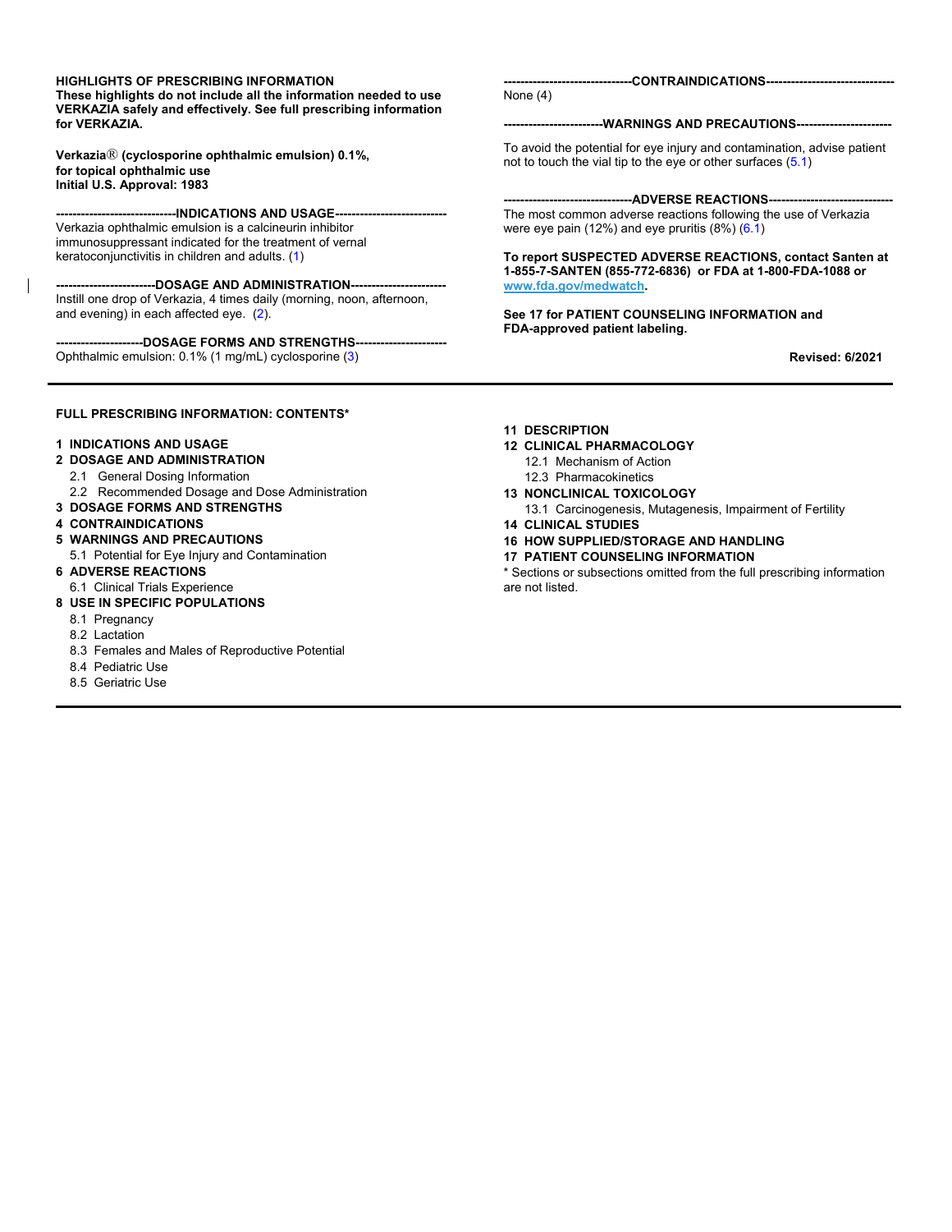**HIGHLIGHTS OF PRESCRIBING INFORMATION**
**These highlights do not include all the information needed to use VERKAZIA safely and effectively. See full prescribing information for VERKAZIA.**

**Verkazia® (cyclosporine ophthalmic emulsion) 0.1%, for topical ophthalmic use**
**Initial U.S. Approval: 1983**

## INDICATIONS AND USAGE

Verkazia ophthalmic emulsion is a calcineurin inhibitor immunosuppressant indicated for the treatment of vernal keratoconjunctivitis in children and adults. (1)

## DOSAGE AND ADMINISTRATION

Instill one drop of Verkazia, 4 times daily (morning, noon, afternoon, and evening) in each affected eye. (2).

## DOSAGE FORMS AND STRENGTHS

Ophthalmic emulsion: 0.1% (1 mg/mL) cyclosporine (3)

## CONTRAINDICATIONS

None (4)

## WARNINGS AND PRECAUTIONS

To avoid the potential for eye injury and contamination, advise patient not to touch the vial tip to the eye or other surfaces (5.1)

## ADVERSE REACTIONS

The most common adverse reactions following the use of Verkazia were eye pain (12%) and eye pruritis (8%) (6.1)

**To report SUSPECTED ADVERSE REACTIONS, contact Santen at 1-855-7-SANTEN (855-772-6836) or FDA at 1-800-FDA-1088 or www.fda.gov/medwatch.**

**See 17 for PATIENT COUNSELING INFORMATION and FDA-approved patient labeling.**

**Revised: 6/2021**

---

## FULL PRESCRIBING INFORMATION: CONTENTS*

**1 INDICATIONS AND USAGE**
**2 DOSAGE AND ADMINISTRATION**
- 2.1 General Dosing Information
- 2.2 Recommended Dosage and Dose Administration

**3 DOSAGE FORMS AND STRENGTHS**
**4 CONTRAINDICATIONS**
**5 WARNINGS AND PRECAUTIONS**
- 5.1 Potential for Eye Injury and Contamination

**6 ADVERSE REACTIONS**
- 6.1 Clinical Trials Experience

**8 USE IN SPECIFIC POPULATIONS**
- 8.1 Pregnancy
- 8.2 Lactation
- 8.3 Females and Males of Reproductive Potential
- 8.4 Pediatric Use
- 8.5 Geriatric Use

**11 DESCRIPTION**
**12 CLINICAL PHARMACOLOGY**
- 12.1 Mechanism of Action
- 12.3 Pharmacokinetics

**13 NONCLINICAL TOXICOLOGY**
- 13.1 Carcinogenesis, Mutagenesis, Impairment of Fertility

**14 CLINICAL STUDIES**
**16 HOW SUPPLIED/STORAGE AND HANDLING**
**17 PATIENT COUNSELING INFORMATION**

* Sections or subsections omitted from the full prescribing information are not listed.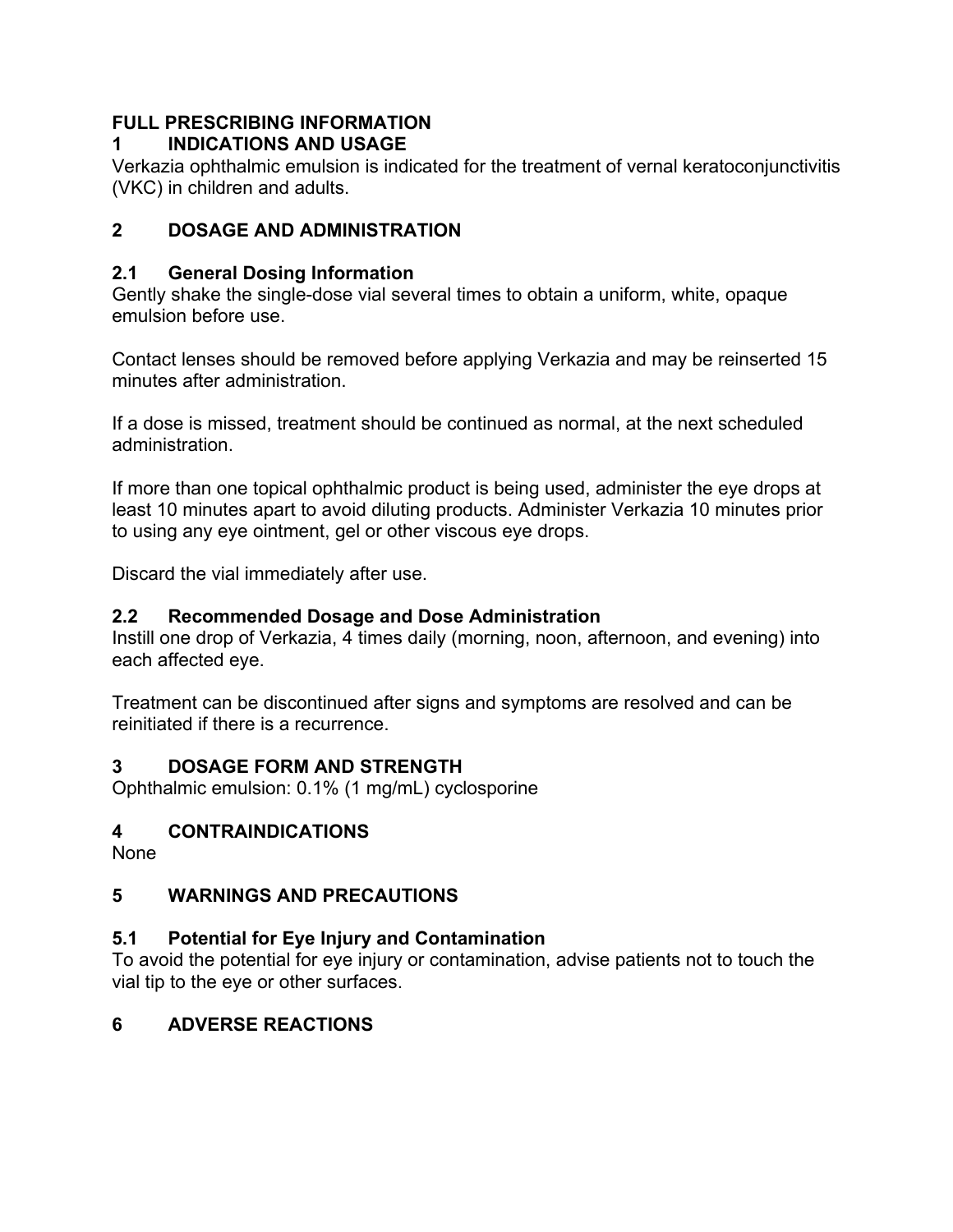# FULL PRESCRIBING INFORMATION

## 1 INDICATIONS AND USAGE

Verkazia ophthalmic emulsion is indicated for the treatment of vernal keratoconjunctivitis (VKC) in children and adults.

## 2 DOSAGE AND ADMINISTRATION

### 2.1 General Dosing Information

Gently shake the single-dose vial several times to obtain a uniform, white, opaque emulsion before use.

Contact lenses should be removed before applying Verkazia and may be reinserted 15 minutes after administration.

If a dose is missed, treatment should be continued as normal, at the next scheduled administration.

If more than one topical ophthalmic product is being used, administer the eye drops at least 10 minutes apart to avoid diluting products. Administer Verkazia 10 minutes prior to using any eye ointment, gel or other viscous eye drops.

Discard the vial immediately after use.

### 2.2 Recommended Dosage and Dose Administration

Instill one drop of Verkazia, 4 times daily (morning, noon, afternoon, and evening) into each affected eye.

Treatment can be discontinued after signs and symptoms are resolved and can be reinitiated if there is a recurrence.

## 3 DOSAGE FORM AND STRENGTH

Ophthalmic emulsion: 0.1% (1 mg/mL) cyclosporine

## 4 CONTRAINDICATIONS

None

## 5 WARNINGS AND PRECAUTIONS

### 5.1 Potential for Eye Injury and Contamination

To avoid the potential for eye injury or contamination, advise patients not to touch the vial tip to the eye or other surfaces.

## 6 ADVERSE REACTIONS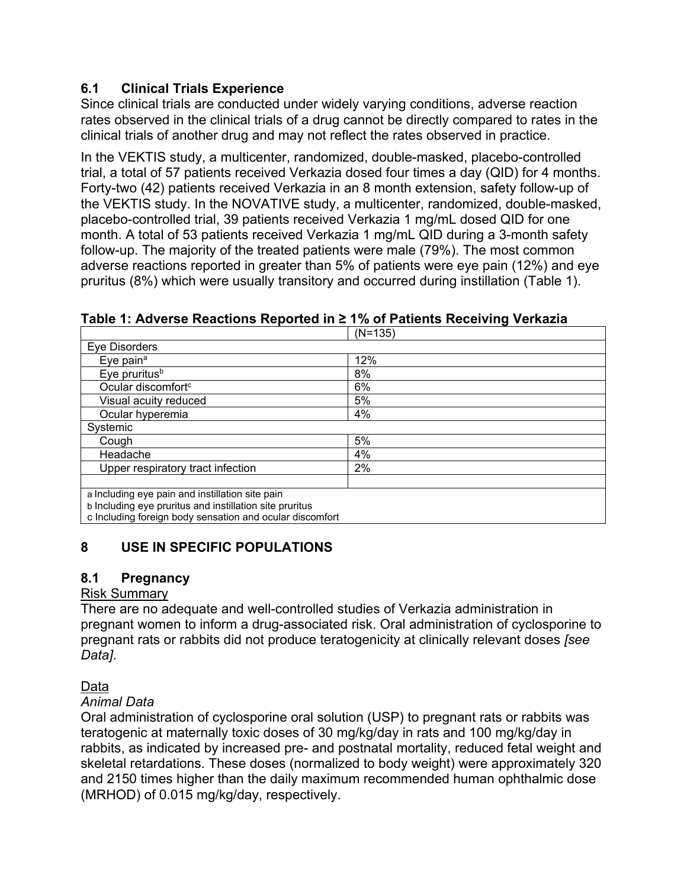### 6.1 Clinical Trials Experience

Since clinical trials are conducted under widely varying conditions, adverse reaction rates observed in the clinical trials of a drug cannot be directly compared to rates in the clinical trials of another drug and may not reflect the rates observed in practice.

In the VEKTIS study, a multicenter, randomized, double-masked, placebo-controlled trial, a total of 57 patients received Verkazia dosed four times a day (QID) for 4 months. Forty-two (42) patients received Verkazia in an 8 month extension, safety follow-up of the VEKTIS study. In the NOVATIVE study, a multicenter, randomized, double-masked, placebo-controlled trial, 39 patients received Verkazia 1 mg/mL dosed QID for one month. A total of 53 patients received Verkazia 1 mg/mL QID during a 3-month safety follow-up. The majority of the treated patients were male (79%). The most common adverse reactions reported in greater than 5% of patients were eye pain (12%) and eye pruritus (8%) which were usually transitory and occurred during instillation (Table 1).

**Table 1: Adverse Reactions Reported in ≥ 1% of Patients Receiving Verkazia**

| | (N=135) |
|---|---|
| Eye Disorders | |
| Eye pain[a] | 12% |
| Eye pruritus[b] | 8% |
| Ocular discomfort[c] | 6% |
| Visual acuity reduced | 5% |
| Ocular hyperemia | 4% |
| Systemic | |
| Cough | 5% |
| Headache | 4% |
| Upper respiratory tract infection | 2% |
| | |

a Including eye pain and instillation site pain
b Including eye pruritus and instillation site pruritus
c Including foreign body sensation and ocular discomfort

## 8 USE IN SPECIFIC POPULATIONS

### 8.1 Pregnancy

Risk Summary

There are no adequate and well-controlled studies of Verkazia administration in pregnant women to inform a drug-associated risk. Oral administration of cyclosporine to pregnant rats or rabbits did not produce teratogenicity at clinically relevant doses *[see Data]*.

Data

*Animal Data*

Oral administration of cyclosporine oral solution (USP) to pregnant rats or rabbits was teratogenic at maternally toxic doses of 30 mg/kg/day in rats and 100 mg/kg/day in rabbits, as indicated by increased pre- and postnatal mortality, reduced fetal weight and skeletal retardations. These doses (normalized to body weight) were approximately 320 and 2150 times higher than the daily maximum recommended human ophthalmic dose (MRHOD) of 0.015 mg/kg/day, respectively.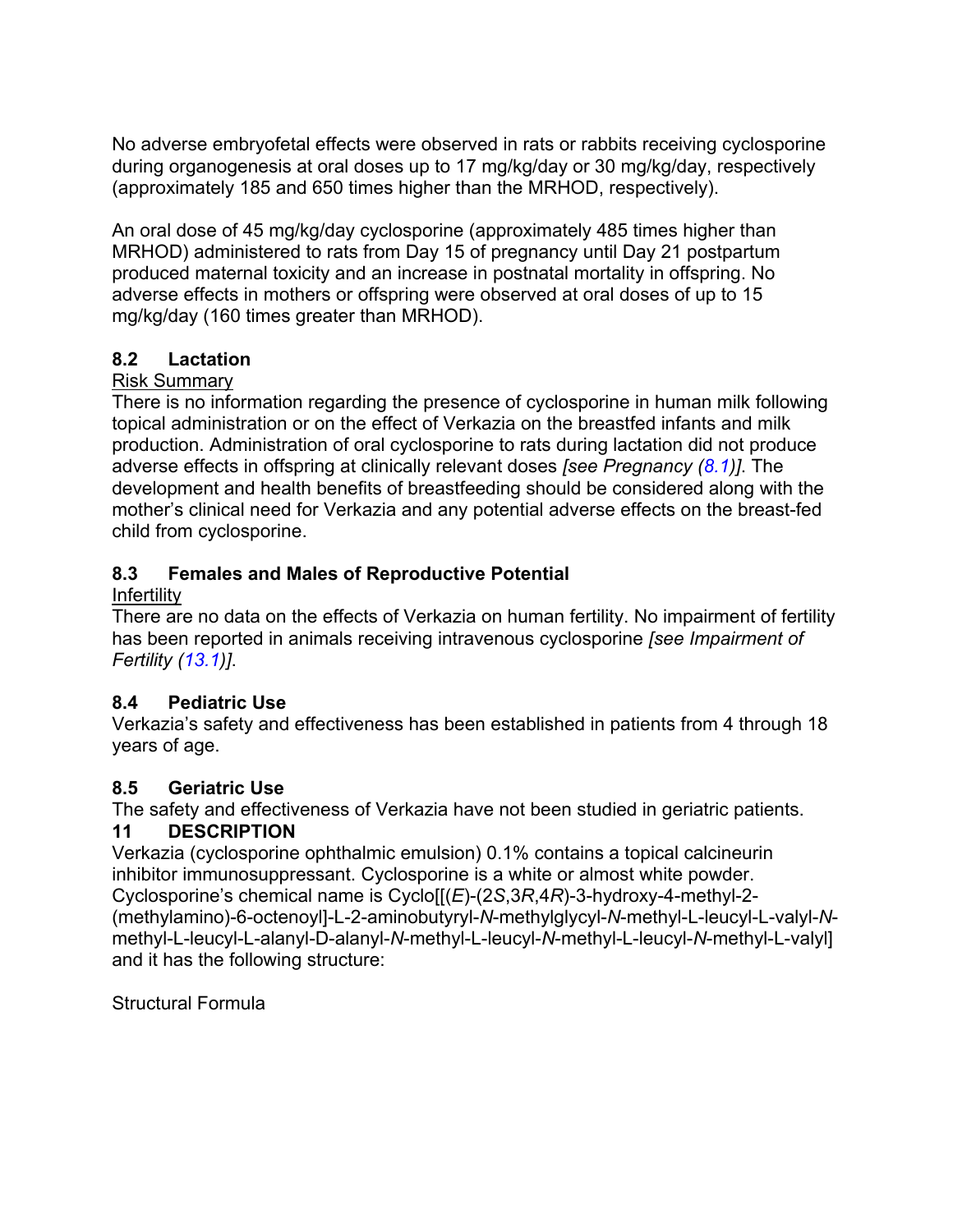No adverse embryofetal effects were observed in rats or rabbits receiving cyclosporine during organogenesis at oral doses up to 17 mg/kg/day or 30 mg/kg/day, respectively (approximately 185 and 650 times higher than the MRHOD, respectively).

An oral dose of 45 mg/kg/day cyclosporine (approximately 485 times higher than MRHOD) administered to rats from Day 15 of pregnancy until Day 21 postpartum produced maternal toxicity and an increase in postnatal mortality in offspring. No adverse effects in mothers or offspring were observed at oral doses of up to 15 mg/kg/day (160 times greater than MRHOD).

### 8.2 Lactation

Risk Summary

There is no information regarding the presence of cyclosporine in human milk following topical administration or on the effect of Verkazia on the breastfed infants and milk production. Administration of oral cyclosporine to rats during lactation did not produce adverse effects in offspring at clinically relevant doses *[see Pregnancy (8.1)]*. The development and health benefits of breastfeeding should be considered along with the mother's clinical need for Verkazia and any potential adverse effects on the breast-fed child from cyclosporine.

### 8.3 Females and Males of Reproductive Potential

Infertility

There are no data on the effects of Verkazia on human fertility. No impairment of fertility has been reported in animals receiving intravenous cyclosporine *[see Impairment of Fertility (13.1)]*.

### 8.4 Pediatric Use

Verkazia's safety and effectiveness has been established in patients from 4 through 18 years of age.

### 8.5 Geriatric Use

The safety and effectiveness of Verkazia have not been studied in geriatric patients.

## 11 DESCRIPTION

Verkazia (cyclosporine ophthalmic emulsion) 0.1% contains a topical calcineurin inhibitor immunosuppressant. Cyclosporine is a white or almost white powder. Cyclosporine's chemical name is Cyclo[[(*E*)-(2*S*,3*R*,4*R*)-3-hydroxy-4-methyl-2-(methylamino)-6-octenoyl]-L-2-aminobutyryl-*N*-methylglycyl-*N*-methyl-L-leucyl-L-valyl-*N*-methyl-L-leucyl-L-alanyl-D-alanyl-*N*-methyl-L-leucyl-*N*-methyl-L-leucyl-*N*-methyl-L-valyl] and it has the following structure:

Structural Formula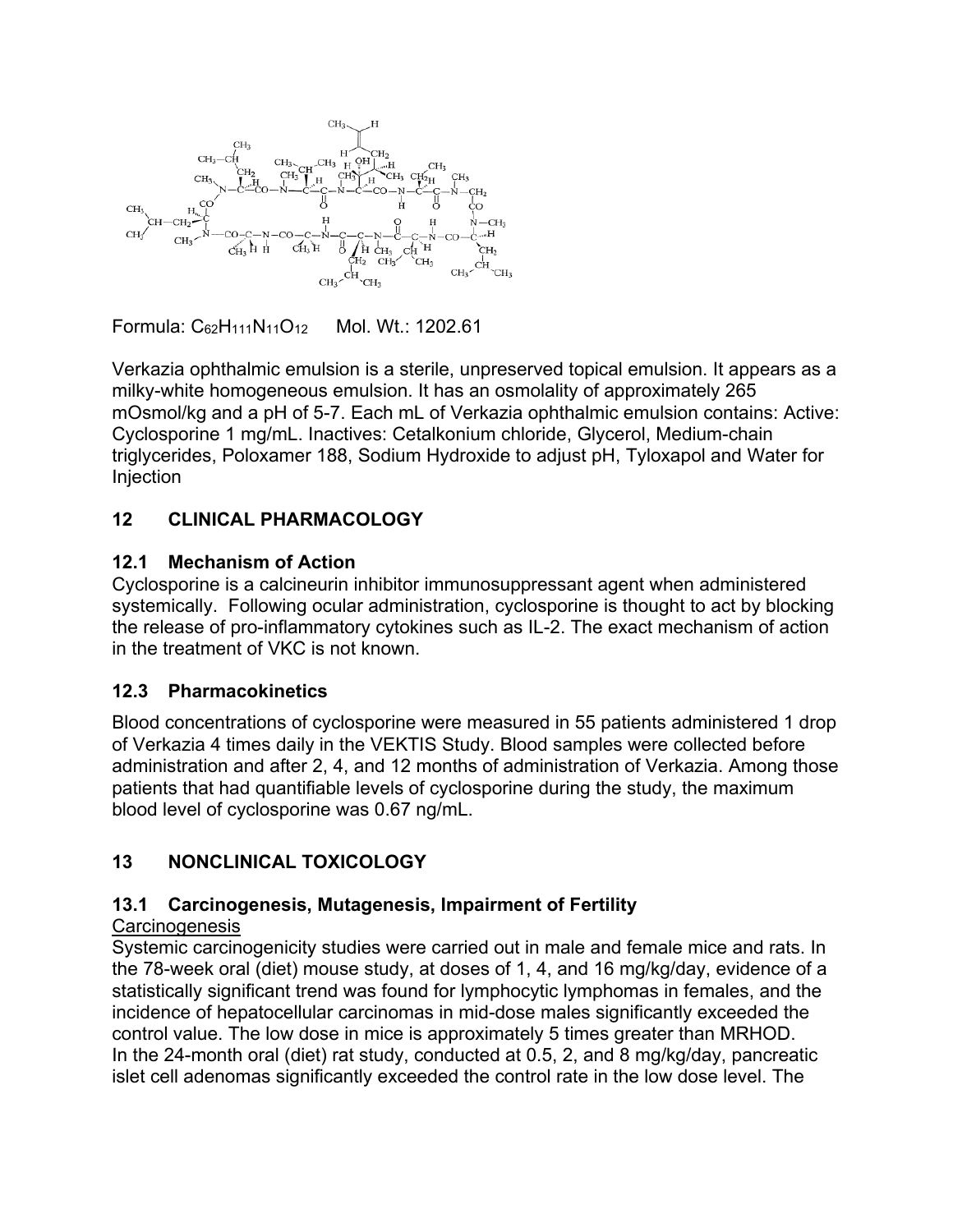Formula: $C_{62}H_{111}N_{11}O_{12}$     Mol. Wt.: 1202.61

Verkazia ophthalmic emulsion is a sterile, unpreserved topical emulsion. It appears as a milky-white homogeneous emulsion. It has an osmolality of approximately 265 mOsmol/kg and a pH of 5-7. Each mL of Verkazia ophthalmic emulsion contains: Active: Cyclosporine 1 mg/mL. Inactives: Cetalkonium chloride, Glycerol, Medium-chain triglycerides, Poloxamer 188, Sodium Hydroxide to adjust pH, Tyloxapol and Water for Injection

## 12 CLINICAL PHARMACOLOGY

### 12.1 Mechanism of Action

Cyclosporine is a calcineurin inhibitor immunosuppressant agent when administered systemically. Following ocular administration, cyclosporine is thought to act by blocking the release of pro-inflammatory cytokines such as IL-2. The exact mechanism of action in the treatment of VKC is not known.

### 12.3 Pharmacokinetics

Blood concentrations of cyclosporine were measured in 55 patients administered 1 drop of Verkazia 4 times daily in the VEKTIS Study. Blood samples were collected before administration and after 2, 4, and 12 months of administration of Verkazia. Among those patients that had quantifiable levels of cyclosporine during the study, the maximum blood level of cyclosporine was 0.67 ng/mL.

## 13 NONCLINICAL TOXICOLOGY

### 13.1 Carcinogenesis, Mutagenesis, Impairment of Fertility

Carcinogenesis

Systemic carcinogenicity studies were carried out in male and female mice and rats. In the 78-week oral (diet) mouse study, at doses of 1, 4, and 16 mg/kg/day, evidence of a statistically significant trend was found for lymphocytic lymphomas in females, and the incidence of hepatocellular carcinomas in mid-dose males significantly exceeded the control value. The low dose in mice is approximately 5 times greater than MRHOD.
In the 24-month oral (diet) rat study, conducted at 0.5, 2, and 8 mg/kg/day, pancreatic islet cell adenomas significantly exceeded the control rate in the low dose level. The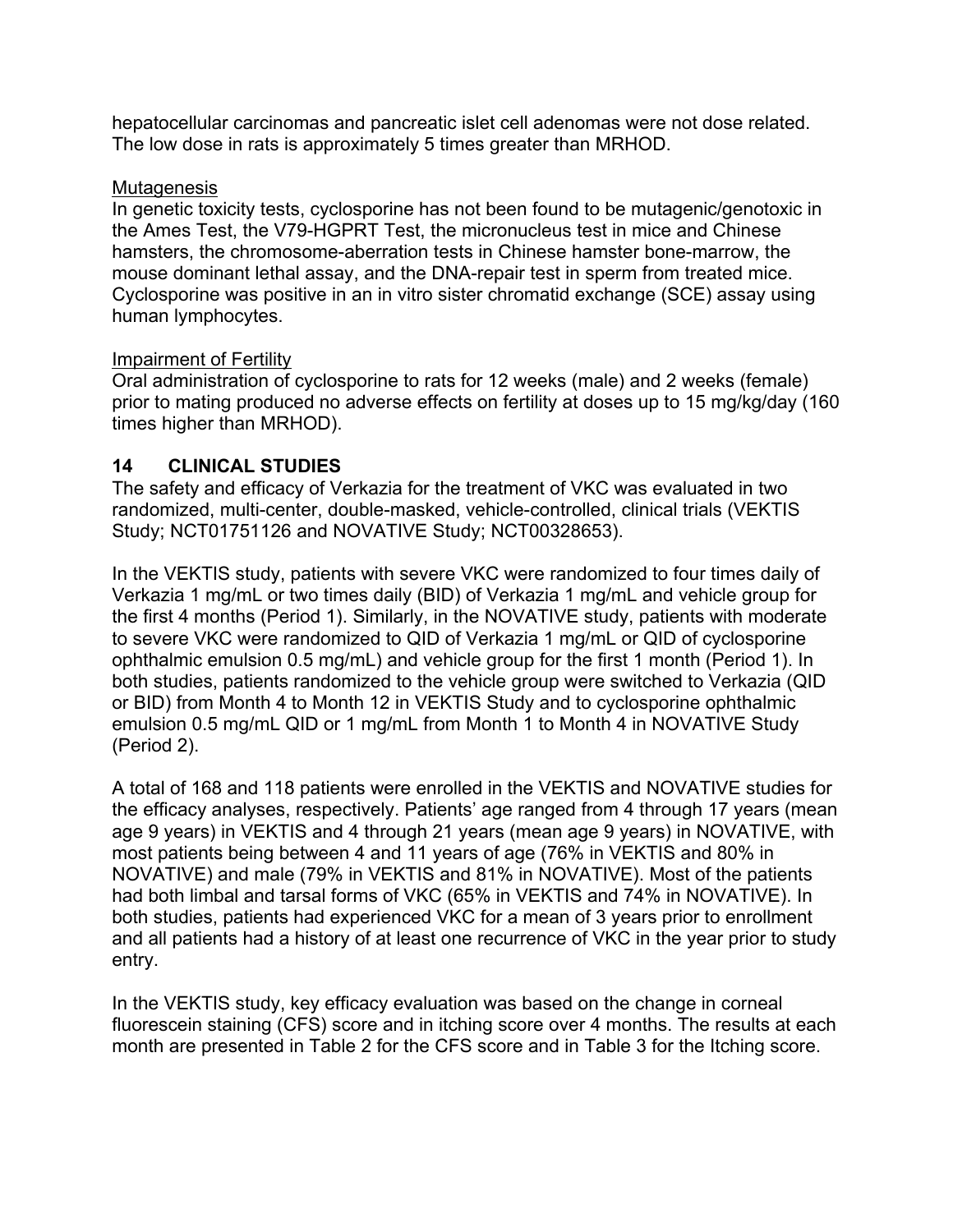hepatocellular carcinomas and pancreatic islet cell adenomas were not dose related. The low dose in rats is approximately 5 times greater than MRHOD.

Mutagenesis

In genetic toxicity tests, cyclosporine has not been found to be mutagenic/genotoxic in the Ames Test, the V79-HGPRT Test, the micronucleus test in mice and Chinese hamsters, the chromosome-aberration tests in Chinese hamster bone-marrow, the mouse dominant lethal assay, and the DNA-repair test in sperm from treated mice. Cyclosporine was positive in an in vitro sister chromatid exchange (SCE) assay using human lymphocytes.

Impairment of Fertility

Oral administration of cyclosporine to rats for 12 weeks (male) and 2 weeks (female) prior to mating produced no adverse effects on fertility at doses up to 15 mg/kg/day (160 times higher than MRHOD).

## 14 CLINICAL STUDIES

The safety and efficacy of Verkazia for the treatment of VKC was evaluated in two randomized, multi-center, double-masked, vehicle-controlled, clinical trials (VEKTIS Study; NCT01751126 and NOVATIVE Study; NCT00328653).

In the VEKTIS study, patients with severe VKC were randomized to four times daily of Verkazia 1 mg/mL or two times daily (BID) of Verkazia 1 mg/mL and vehicle group for the first 4 months (Period 1). Similarly, in the NOVATIVE study, patients with moderate to severe VKC were randomized to QID of Verkazia 1 mg/mL or QID of cyclosporine ophthalmic emulsion 0.5 mg/mL) and vehicle group for the first 1 month (Period 1). In both studies, patients randomized to the vehicle group were switched to Verkazia (QID or BID) from Month 4 to Month 12 in VEKTIS Study and to cyclosporine ophthalmic emulsion 0.5 mg/mL QID or 1 mg/mL from Month 1 to Month 4 in NOVATIVE Study (Period 2).

A total of 168 and 118 patients were enrolled in the VEKTIS and NOVATIVE studies for the efficacy analyses, respectively. Patients' age ranged from 4 through 17 years (mean age 9 years) in VEKTIS and 4 through 21 years (mean age 9 years) in NOVATIVE, with most patients being between 4 and 11 years of age (76% in VEKTIS and 80% in NOVATIVE) and male (79% in VEKTIS and 81% in NOVATIVE). Most of the patients had both limbal and tarsal forms of VKC (65% in VEKTIS and 74% in NOVATIVE). In both studies, patients had experienced VKC for a mean of 3 years prior to enrollment and all patients had a history of at least one recurrence of VKC in the year prior to study entry.

In the VEKTIS study, key efficacy evaluation was based on the change in corneal fluorescein staining (CFS) score and in itching score over 4 months. The results at each month are presented in Table 2 for the CFS score and in Table 3 for the Itching score.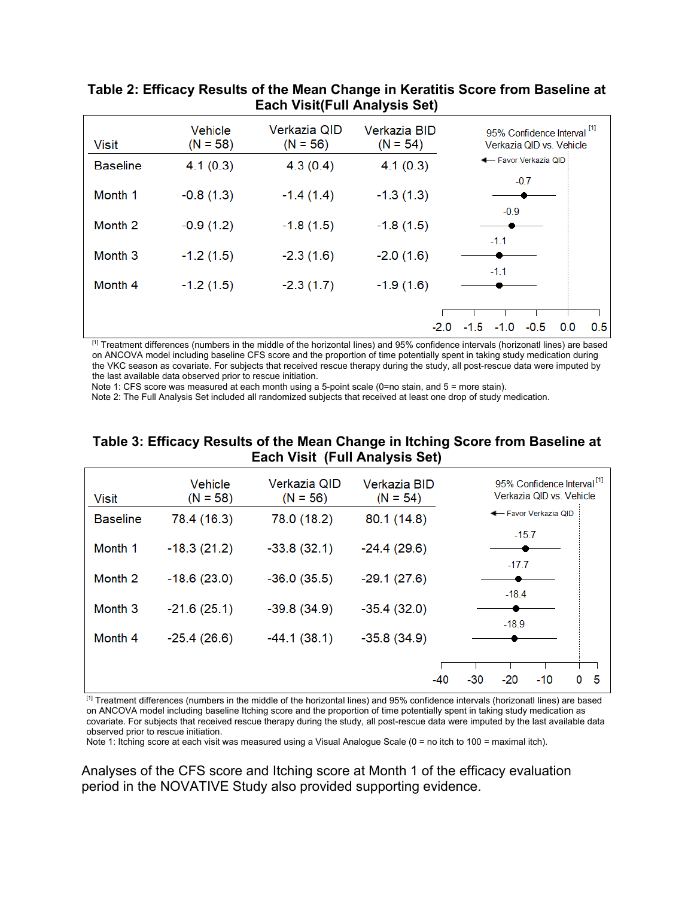**Table 2: Efficacy Results of the Mean Change in Keratitis Score from Baseline at Each Visit(Full Analysis Set)**

| Visit | Vehicle (N = 58) | Verkazia QID (N = 56) | Verkazia BID (N = 54) | 95% Confidence Interval [1] Verkazia QID vs. Vehicle |
|---|---|---|---|---|
| Baseline | 4.1 (0.3) | 4.3 (0.4) | 4.1 (0.3) | ← Favor Verkazia QID |
| Month 1 | -0.8 (1.3) | -1.4 (1.4) | -1.3 (1.3) | -0.7 |
| Month 2 | -0.9 (1.2) | -1.8 (1.5) | -1.8 (1.5) | -0.9 |
| Month 3 | -1.2 (1.5) | -2.3 (1.6) | -2.0 (1.6) | -1.1 |
| Month 4 | -1.2 (1.5) | -2.3 (1.7) | -1.9 (1.6) | -1.1 |

[1] Treatment differences (numbers in the middle of the horizontal lines) and 95% confidence intervals (horizontatl lines) are based on ANCOVA model including baseline CFS score and the proportion of time potentially spent in taking study medication during the VKC season as covariate. For subjects that received rescue therapy during the study, all post-rescue data were imputed by the last available data observed prior to rescue initiation.
Note 1: CFS score was measured at each month using a 5-point scale (0=no stain, and 5 = more stain).
Note 2: The Full Analysis Set included all randomized subjects that received at least one drop of study medication.

**Table 3: Efficacy Results of the Mean Change in Itching Score from Baseline at Each Visit (Full Analysis Set)**

| Visit | Vehicle (N = 58) | Verkazia QID (N = 56) | Verkazia BID (N = 54) | 95% Confidence Interval [1] Verkazia QID vs. Vehicle |
|---|---|---|---|---|
| Baseline | 78.4 (16.3) | 78.0 (18.2) | 80.1 (14.8) | ← Favor Verkazia QID |
| Month 1 | -18.3 (21.2) | -33.8 (32.1) | -24.4 (29.6) | -15.7 |
| Month 2 | -18.6 (23.0) | -36.0 (35.5) | -29.1 (27.6) | -17.7 |
| Month 3 | -21.6 (25.1) | -39.8 (34.9) | -35.4 (32.0) | -18.4 |
| Month 4 | -25.4 (26.6) | -44.1 (38.1) | -35.8 (34.9) | -18.9 |

[1] Treatment differences (numbers in the middle of the horizontal lines) and 95% confidence intervals (horizontatl lines) are based on ANCOVA model including baseline Itching score and the proportion of time potentially spent in taking study medication as covariate. For subjects that received rescue therapy during the study, all post-rescue data were imputed by the last available data observed prior to rescue initiation.
Note 1: Itching score at each visit was measured using a Visual Analogue Scale (0 = no itch to 100 = maximal itch).

Analyses of the CFS score and Itching score at Month 1 of the efficacy evaluation period in the NOVATIVE Study also provided supporting evidence.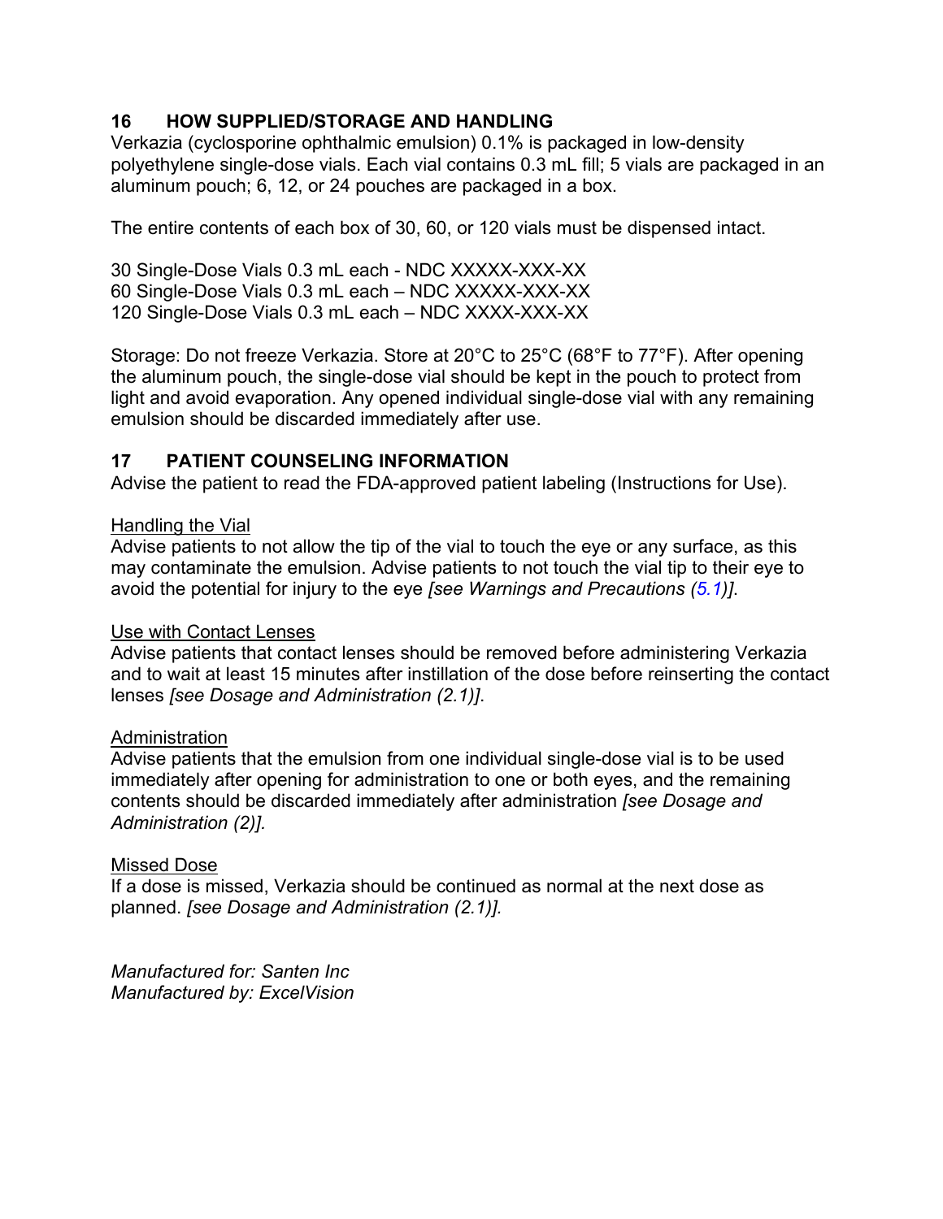## 16 HOW SUPPLIED/STORAGE AND HANDLING

Verkazia (cyclosporine ophthalmic emulsion) 0.1% is packaged in low-density polyethylene single-dose vials. Each vial contains 0.3 mL fill; 5 vials are packaged in an aluminum pouch; 6, 12, or 24 pouches are packaged in a box.

The entire contents of each box of 30, 60, or 120 vials must be dispensed intact.

30 Single-Dose Vials 0.3 mL each - NDC XXXXX-XXX-XX
60 Single-Dose Vials 0.3 mL each – NDC XXXXX-XXX-XX
120 Single-Dose Vials 0.3 mL each – NDC XXXX-XXX-XX

Storage: Do not freeze Verkazia. Store at 20°C to 25°C (68°F to 77°F). After opening the aluminum pouch, the single-dose vial should be kept in the pouch to protect from light and avoid evaporation. Any opened individual single-dose vial with any remaining emulsion should be discarded immediately after use.

## 17 PATIENT COUNSELING INFORMATION

Advise the patient to read the FDA-approved patient labeling (Instructions for Use).

Handling the Vial

Advise patients to not allow the tip of the vial to touch the eye or any surface, as this may contaminate the emulsion. Advise patients to not touch the vial tip to their eye to avoid the potential for injury to the eye *[see Warnings and Precautions (5.1)]*.

Use with Contact Lenses

Advise patients that contact lenses should be removed before administering Verkazia and to wait at least 15 minutes after instillation of the dose before reinserting the contact lenses *[see Dosage and Administration (2.1)]*.

Administration

Advise patients that the emulsion from one individual single-dose vial is to be used immediately after opening for administration to one or both eyes, and the remaining contents should be discarded immediately after administration *[see Dosage and Administration (2)].*

Missed Dose

If a dose is missed, Verkazia should be continued as normal at the next dose as planned. *[see Dosage and Administration (2.1)].*

*Manufactured for: Santen Inc*
*Manufactured by: ExcelVision*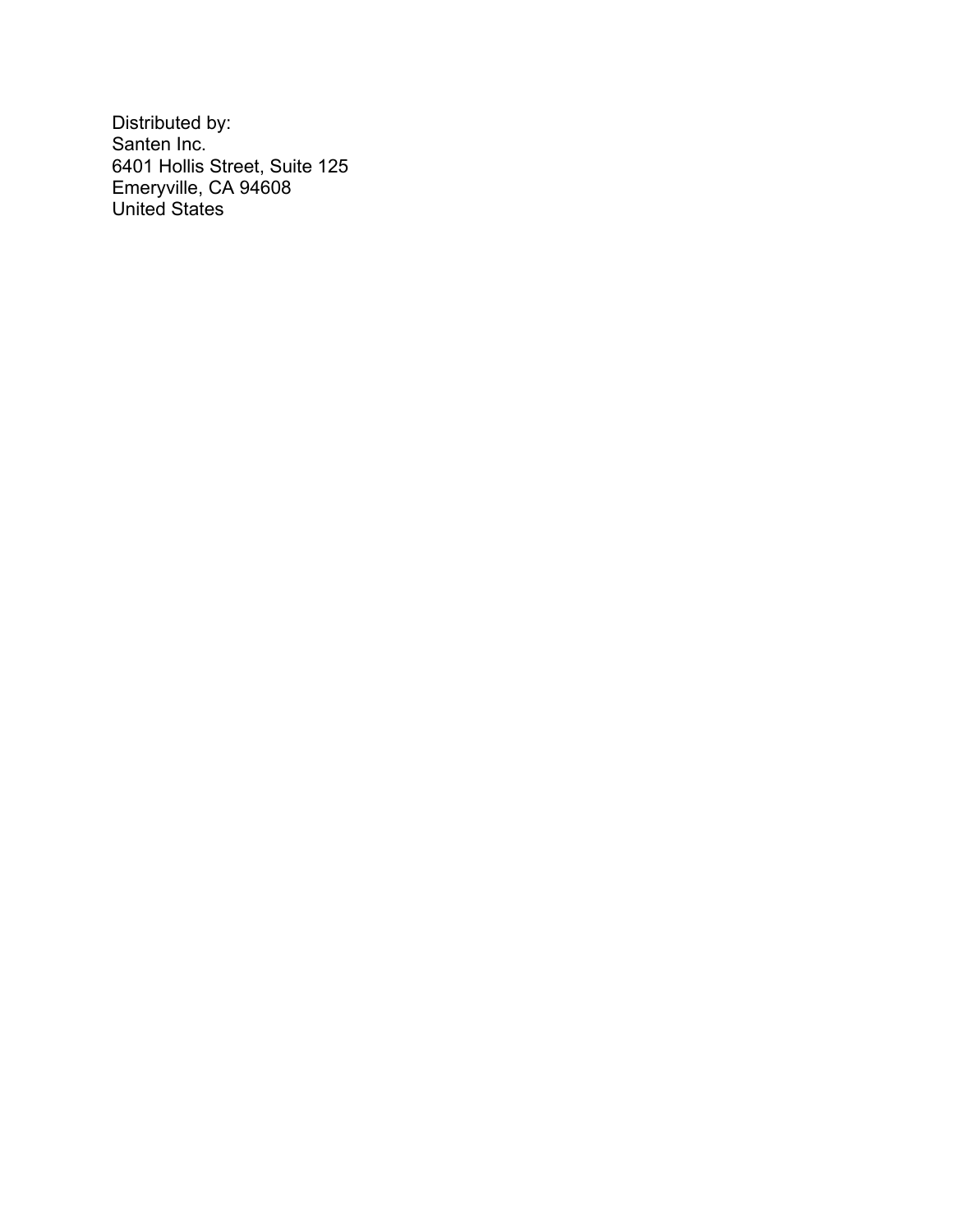Distributed by:
Santen Inc.
6401 Hollis Street, Suite 125
Emeryville, CA 94608
United States